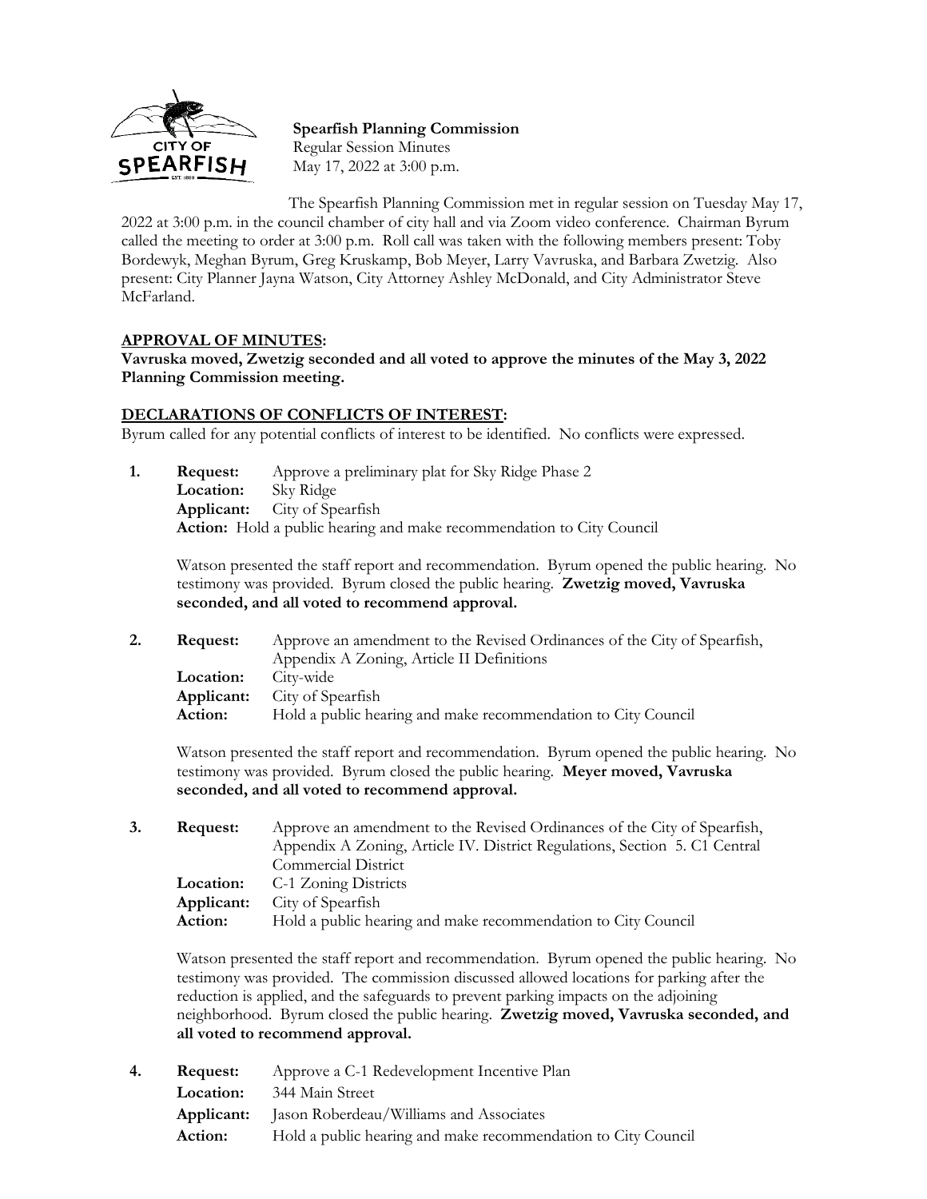**Spearfish Planning Commission**
Regular Session Minutes
May 17, 2022 at 3:00 p.m.

The Spearfish Planning Commission met in regular session on Tuesday May 17, 2022 at 3:00 p.m. in the council chamber of city hall and via Zoom video conference. Chairman Byrum called the meeting to order at 3:00 p.m. Roll call was taken with the following members present: Toby Bordewyk, Meghan Byrum, Greg Kruskamp, Bob Meyer, Larry Vavruska, and Barbara Zwetzig. Also present: City Planner Jayna Watson, City Attorney Ashley McDonald, and City Administrator Steve McFarland.

**APPROVAL OF MINUTES:**

**Vavruska moved, Zwetzig seconded and all voted to approve the minutes of the May 3, 2022 Planning Commission meeting.**

**DECLARATIONS OF CONFLICTS OF INTEREST:**

Byrum called for any potential conflicts of interest to be identified. No conflicts were expressed.

1. **Request:** Approve a preliminary plat for Sky Ridge Phase 2
   **Location:** Sky Ridge
   **Applicant:** City of Spearfish
   **Action:** Hold a public hearing and make recommendation to City Council

   Watson presented the staff report and recommendation. Byrum opened the public hearing. No testimony was provided. Byrum closed the public hearing. **Zwetzig moved, Vavruska seconded, and all voted to recommend approval.**

2. **Request:** Approve an amendment to the Revised Ordinances of the City of Spearfish, Appendix A Zoning, Article II Definitions
   **Location:** City-wide
   **Applicant:** City of Spearfish
   **Action:** Hold a public hearing and make recommendation to City Council

   Watson presented the staff report and recommendation. Byrum opened the public hearing. No testimony was provided. Byrum closed the public hearing. **Meyer moved, Vavruska seconded, and all voted to recommend approval.**

3. **Request:** Approve an amendment to the Revised Ordinances of the City of Spearfish, Appendix A Zoning, Article IV. District Regulations, Section 5. C1 Central Commercial District
   **Location:** C-1 Zoning Districts
   **Applicant:** City of Spearfish
   **Action:** Hold a public hearing and make recommendation to City Council

   Watson presented the staff report and recommendation. Byrum opened the public hearing. No testimony was provided. The commission discussed allowed locations for parking after the reduction is applied, and the safeguards to prevent parking impacts on the adjoining neighborhood. Byrum closed the public hearing. **Zwetzig moved, Vavruska seconded, and all voted to recommend approval.**

4. **Request:** Approve a C-1 Redevelopment Incentive Plan
   **Location:** 344 Main Street
   **Applicant:** Jason Roberdeau/Williams and Associates
   **Action:** Hold a public hearing and make recommendation to City Council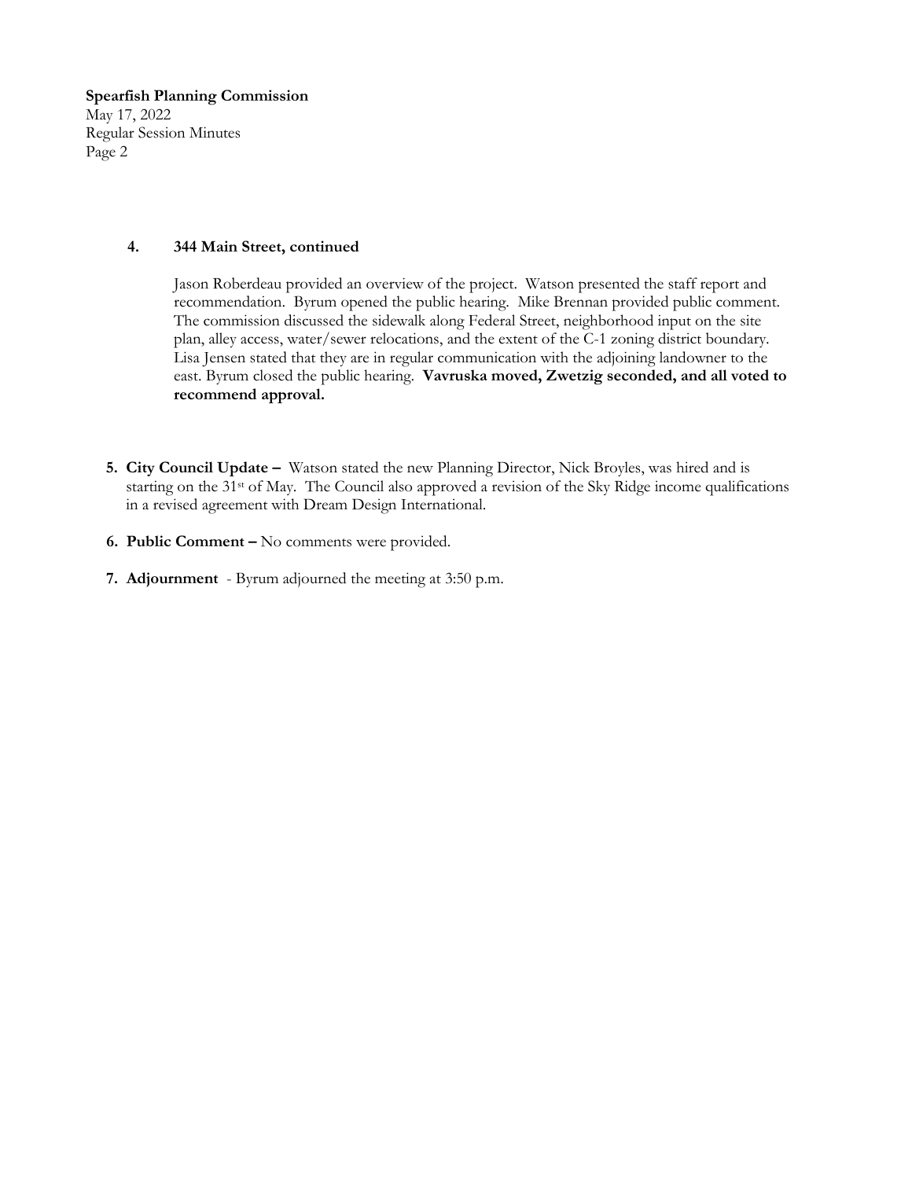**4. 344 Main Street, continued**

Jason Roberdeau provided an overview of the project. Watson presented the staff report and recommendation. Byrum opened the public hearing. Mike Brennan provided public comment. The commission discussed the sidewalk along Federal Street, neighborhood input on the site plan, alley access, water/sewer relocations, and the extent of the C-1 zoning district boundary. Lisa Jensen stated that they are in regular communication with the adjoining landowner to the east. Byrum closed the public hearing. **Vavruska moved, Zwetzig seconded, and all voted to recommend approval.**

5. **City Council Update –** Watson stated the new Planning Director, Nick Broyles, was hired and is starting on the 31st of May. The Council also approved a revision of the Sky Ridge income qualifications in a revised agreement with Dream Design International.
6. **Public Comment –** No comments were provided.
7. **Adjournment** - Byrum adjourned the meeting at 3:50 p.m.